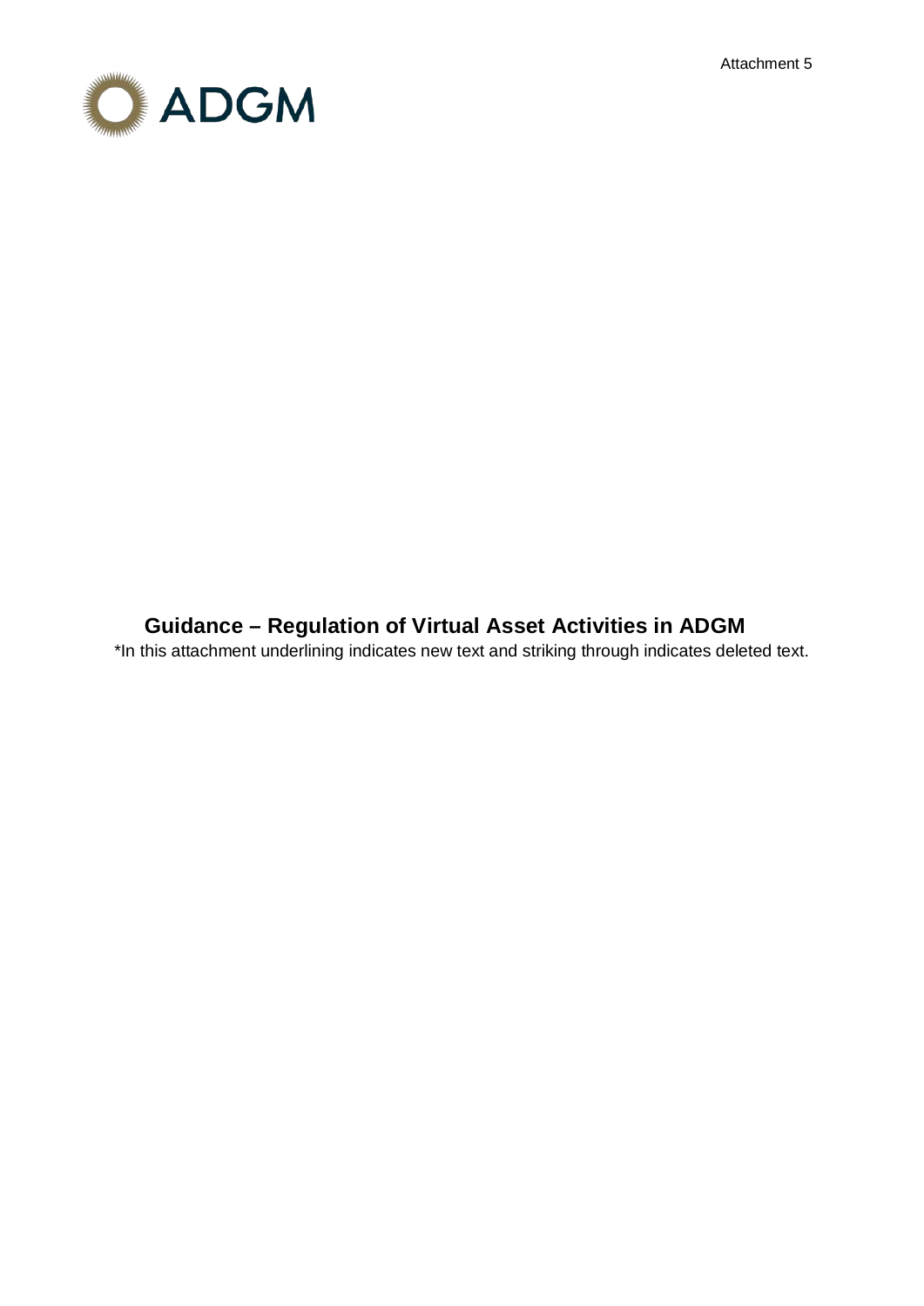Attachment 5

ADGM

# Guidance – Regulation of Virtual Asset Activities in ADGM

*In this attachment underlining indicates new text and striking through indicates deleted text.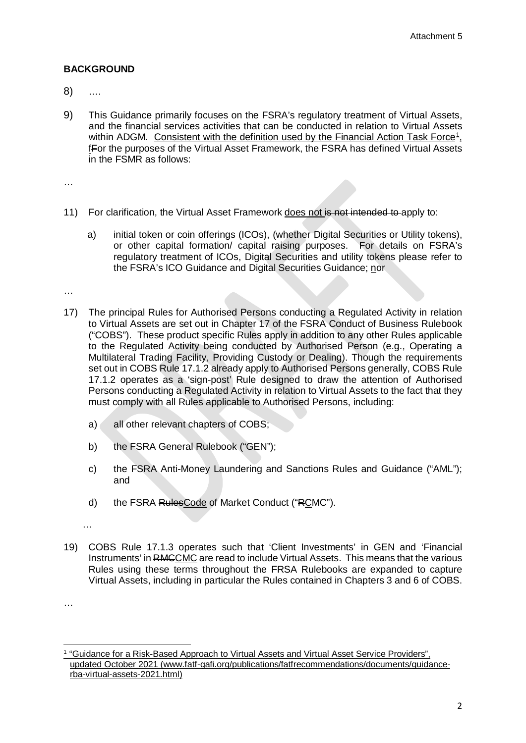## BACKGROUND

8) ….

9) This Guidance primarily focuses on the FSRA's regulatory treatment of Virtual Assets, and the financial services activities that can be conducted in relation to Virtual Assets within ADGM. <u>Consistent with the definition used by the Financial Action Task Force[1],</u> <u>f</u>~~F~~or the purposes of the Virtual Asset Framework, the FSRA has defined Virtual Assets in the FSMR as follows:

…

11) For clarification, the Virtual Asset Framework <u>does not</u> ~~is not intended to~~ apply to:

   a) initial token or coin offerings (ICOs), (whether Digital Securities or Utility tokens), or other capital formation/ capital raising purposes. For details on FSRA's regulatory treatment of ICOs, Digital Securities and utility tokens please refer to the FSRA's ICO Guidance and Digital Securities Guidance; <u>nor</u>

…

17) The principal Rules for Authorised Persons conducting a Regulated Activity in relation to Virtual Assets are set out in Chapter 17 of the FSRA Conduct of Business Rulebook ("COBS"). These product specific Rules apply in addition to any other Rules applicable to the Regulated Activity being conducted by Authorised Person (e.g., Operating a Multilateral Trading Facility, Providing Custody or Dealing). Though the requirements set out in COBS Rule 17.1.2 already apply to Authorised Persons generally, COBS Rule 17.1.2 operates as a 'sign-post' Rule designed to draw the attention of Authorised Persons conducting a Regulated Activity in relation to Virtual Assets to the fact that they must comply with all Rules applicable to Authorised Persons, including:

   a) all other relevant chapters of COBS;

   b) the FSRA General Rulebook ("GEN");

   c) the FSRA Anti-Money Laundering and Sanctions Rules and Guidance ("AML"); and

   d) the FSRA ~~Rules~~<u>Code</u> of Market Conduct ("~~R~~<u>C</u>MC").

   …

19) COBS Rule 17.1.3 operates such that 'Client Investments' in GEN and 'Financial Instruments' in ~~RMC~~<u>CMC</u> are read to include Virtual Assets. This means that the various Rules using these terms throughout the FRSA Rulebooks are expanded to capture Virtual Assets, including in particular the Rules contained in Chapters 3 and 6 of COBS.

…

---

[1] <u>"Guidance for a Risk-Based Approach to Virtual Assets and Virtual Asset Service Providers", updated October 2021 (www.fatf-gafi.org/publications/fatfrecommendations/documents/guidance-rba-virtual-assets-2021.html)</u>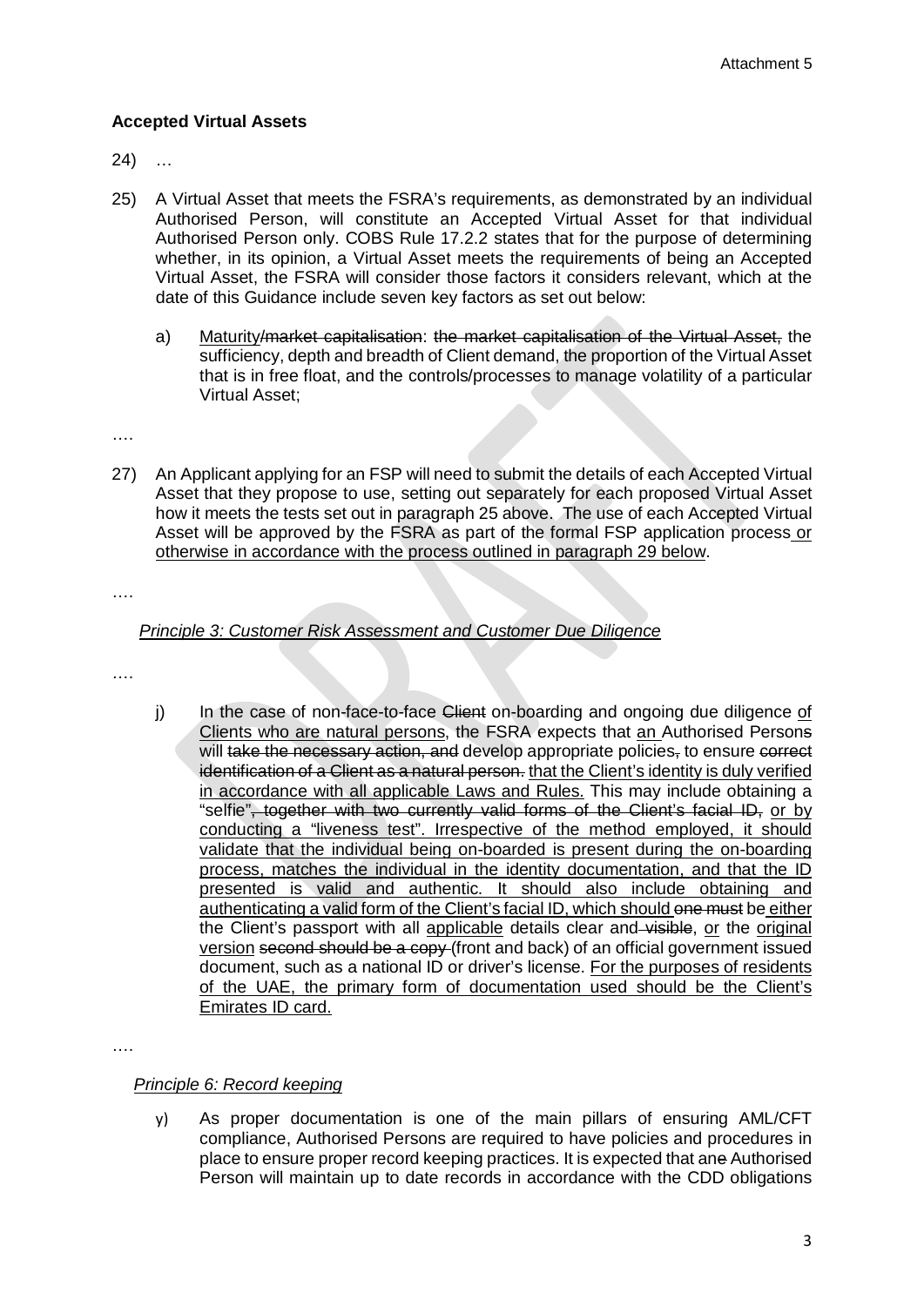**Accepted Virtual Assets**

24) …

25) A Virtual Asset that meets the FSRA's requirements, as demonstrated by an individual Authorised Person, will constitute an Accepted Virtual Asset for that individual Authorised Person only. COBS Rule 17.2.2 states that for the purpose of determining whether, in its opinion, a Virtual Asset meets the requirements of being an Accepted Virtual Asset, the FSRA will consider those factors it considers relevant, which at the date of this Guidance include seven key factors as set out below:

   a) <u>Maturity</u>~~/market capitalisation~~: ~~the market capitalisation of the Virtual Asset,~~ the sufficiency, depth and breadth of Client demand, the proportion of the Virtual Asset that is in free float, and the controls/processes to manage volatility of a particular Virtual Asset;

….

27) An Applicant applying for an FSP will need to submit the details of each Accepted Virtual Asset that they propose to use, setting out separately for each proposed Virtual Asset how it meets the tests set out in paragraph 25 above. The use of each Accepted Virtual Asset will be approved by the FSRA as part of the formal FSP application process <u>or otherwise in accordance with the process outlined in paragraph 29 below</u>.

….

*<u>Principle 3: Customer Risk Assessment and Customer Due Diligence</u>*

….

   j) In the case of non-face-to-face ~~Client~~ on-boarding and ongoing due diligence <u>of Clients who are natural persons</u>, the FSRA expects that <u>an</u> Authorised Person~~s~~ will ~~take the necessary action, and~~ develop appropriate policies~~,~~ to ensure ~~correct identification of a Client as a natural person.~~ <u>that the Client's identity is duly verified in accordance with all applicable Laws and Rules.</u> This may include obtaining a "selfie"~~, together with two currently valid forms of the Client's facial ID,~~ <u>or by conducting a "liveness test". Irrespective of the method employed, it should validate that the individual being on-boarded is present during the on-boarding process, matches the individual in the identity documentation, and that the ID presented is valid and authentic. It should also include obtaining and authenticating a valid form of the Client's facial ID, which should</u> ~~one must~~ be <u>either</u> the Client's passport with all <u>applicable</u> details clear and ~~visible~~, <u>or</u> the <u>original version</u> ~~second should be a copy~~ (front and back) of an official government issued document, such as a national ID or driver's license. <u>For the purposes of residents of the UAE, the primary form of documentation used should be the Client's Emirates ID card.</u>

….

*<u>Principle 6: Record keeping</u>*

   y) As proper documentation is one of the main pillars of ensuring AML/CFT compliance, Authorised Persons are required to have policies and procedures in place to ensure proper record keeping practices. It is expected that an~~e~~ Authorised Person will maintain up to date records in accordance with the CDD obligations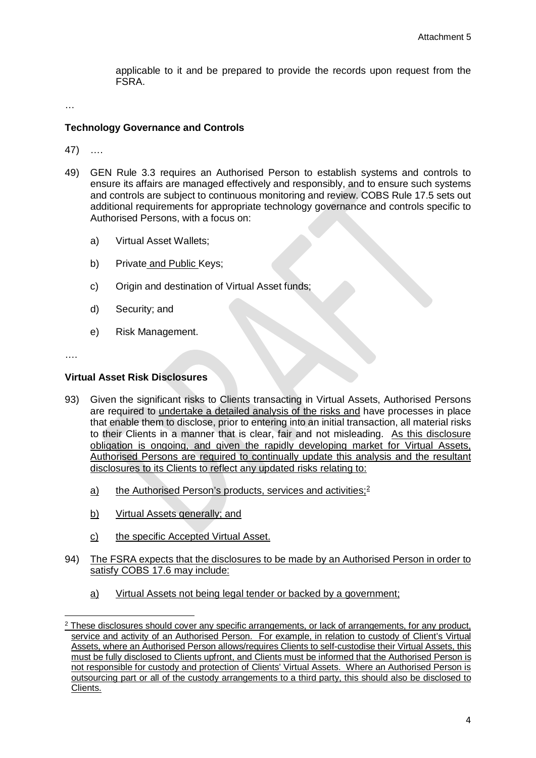applicable to it and be prepared to provide the records upon request from the FSRA.

…

**Technology Governance and Controls**

47) ….

49) GEN Rule 3.3 requires an Authorised Person to establish systems and controls to ensure its affairs are managed effectively and responsibly, and to ensure such systems and controls are subject to continuous monitoring and review. COBS Rule 17.5 sets out additional requirements for appropriate technology governance and controls specific to Authorised Persons, with a focus on:

   a) Virtual Asset Wallets;

   b) Private and Public Keys;

   c) Origin and destination of Virtual Asset funds;

   d) Security; and

   e) Risk Management.

….

**Virtual Asset Risk Disclosures**

93) Given the significant risks to Clients transacting in Virtual Assets, Authorised Persons are required to undertake a detailed analysis of the risks and have processes in place that enable them to disclose, prior to entering into an initial transaction, all material risks to their Clients in a manner that is clear, fair and not misleading. As this disclosure obligation is ongoing, and given the rapidly developing market for Virtual Assets, Authorised Persons are required to continually update this analysis and the resultant disclosures to its Clients to reflect any updated risks relating to:

   a) the Authorised Person's products, services and activities;[2]

   b) Virtual Assets generally; and

   c) the specific Accepted Virtual Asset.

94) The FSRA expects that the disclosures to be made by an Authorised Person in order to satisfy COBS 17.6 may include:

   a) Virtual Assets not being legal tender or backed by a government;

---

[2] These disclosures should cover any specific arrangements, or lack of arrangements, for any product, service and activity of an Authorised Person. For example, in relation to custody of Client's Virtual Assets, where an Authorised Person allows/requires Clients to self-custodise their Virtual Assets, this must be fully disclosed to Clients upfront, and Clients must be informed that the Authorised Person is not responsible for custody and protection of Clients' Virtual Assets. Where an Authorised Person is outsourcing part or all of the custody arrangements to a third party, this should also be disclosed to Clients.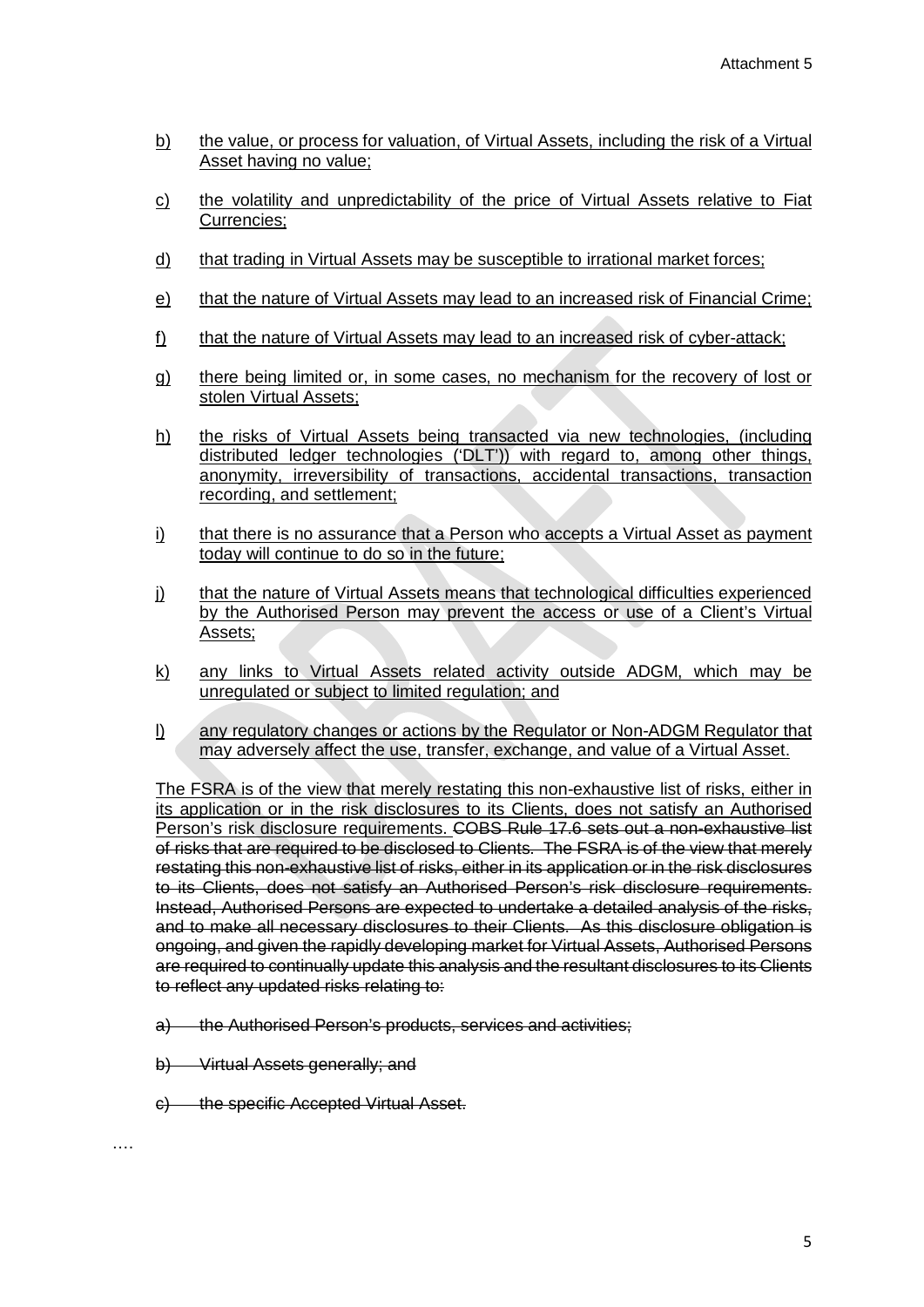b) the value, or process for valuation, of Virtual Assets, including the risk of a Virtual Asset having no value;

c) the volatility and unpredictability of the price of Virtual Assets relative to Fiat Currencies;

d) that trading in Virtual Assets may be susceptible to irrational market forces;

e) that the nature of Virtual Assets may lead to an increased risk of Financial Crime;

f) that the nature of Virtual Assets may lead to an increased risk of cyber-attack;

g) there being limited or, in some cases, no mechanism for the recovery of lost or stolen Virtual Assets;

h) the risks of Virtual Assets being transacted via new technologies, (including distributed ledger technologies ('DLT')) with regard to, among other things, anonymity, irreversibility of transactions, accidental transactions, transaction recording, and settlement;

i) that there is no assurance that a Person who accepts a Virtual Asset as payment today will continue to do so in the future;

j) that the nature of Virtual Assets means that technological difficulties experienced by the Authorised Person may prevent the access or use of a Client's Virtual Assets;

k) any links to Virtual Assets related activity outside ADGM, which may be unregulated or subject to limited regulation; and

l) any regulatory changes or actions by the Regulator or Non-ADGM Regulator that may adversely affect the use, transfer, exchange, and value of a Virtual Asset.

The FSRA is of the view that merely restating this non-exhaustive list of risks, either in its application or in the risk disclosures to its Clients, does not satisfy an Authorised Person's risk disclosure requirements. ~~COBS Rule 17.6 sets out a non-exhaustive list of risks that are required to be disclosed to Clients. The FSRA is of the view that merely restating this non-exhaustive list of risks, either in its application or in the risk disclosures to its Clients, does not satisfy an Authorised Person's risk disclosure requirements. Instead, Authorised Persons are expected to undertake a detailed analysis of the risks, and to make all necessary disclosures to their Clients. As this disclosure obligation is ongoing, and given the rapidly developing market for Virtual Assets, Authorised Persons are required to continually update this analysis and the resultant disclosures to its Clients to reflect any updated risks relating to:~~

~~a) the Authorised Person's products, services and activities;~~

~~b) Virtual Assets generally; and~~

~~c) the specific Accepted Virtual Asset.~~

….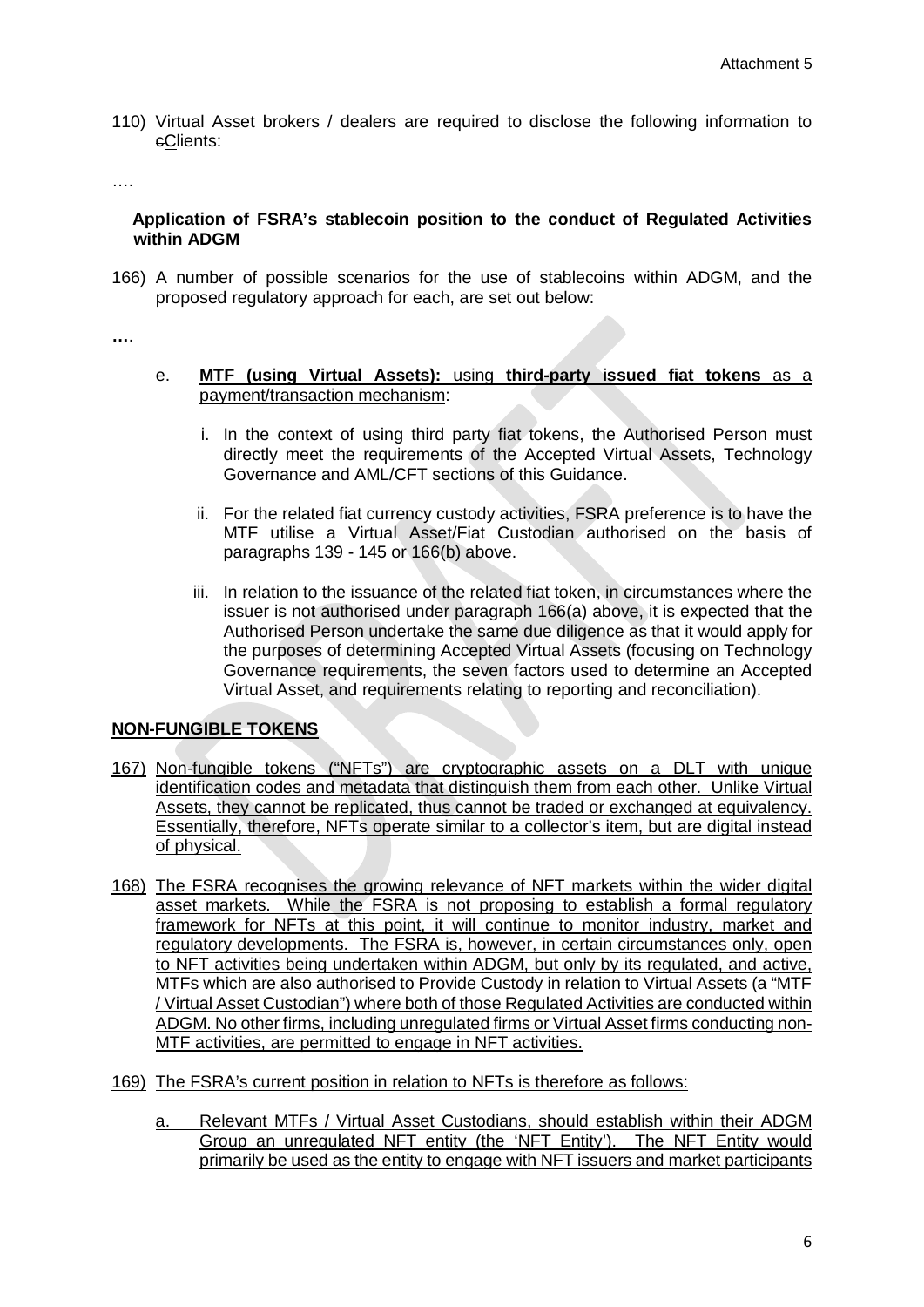Attachment 5

110) Virtual Asset brokers / dealers are required to disclose the following information to ~~c~~Clients:

….

**Application of FSRA's stablecoin position to the conduct of Regulated Activities within ADGM**

166) A number of possible scenarios for the use of stablecoins within ADGM, and the proposed regulatory approach for each, are set out below:

**…**.

e. **MTF (using Virtual Assets):** using **third-party issued fiat tokens** as a payment/transaction mechanism:

   i. In the context of using third party fiat tokens, the Authorised Person must directly meet the requirements of the Accepted Virtual Assets, Technology Governance and AML/CFT sections of this Guidance.

   ii. For the related fiat currency custody activities, FSRA preference is to have the MTF utilise a Virtual Asset/Fiat Custodian authorised on the basis of paragraphs 139 - 145 or 166(b) above.

   iii. In relation to the issuance of the related fiat token, in circumstances where the issuer is not authorised under paragraph 166(a) above, it is expected that the Authorised Person undertake the same due diligence as that it would apply for the purposes of determining Accepted Virtual Assets (focusing on Technology Governance requirements, the seven factors used to determine an Accepted Virtual Asset, and requirements relating to reporting and reconciliation).

**NON-FUNGIBLE TOKENS**

167) Non-fungible tokens ("NFTs") are cryptographic assets on a DLT with unique identification codes and metadata that distinguish them from each other. Unlike Virtual Assets, they cannot be replicated, thus cannot be traded or exchanged at equivalency. Essentially, therefore, NFTs operate similar to a collector's item, but are digital instead of physical.

168) The FSRA recognises the growing relevance of NFT markets within the wider digital asset markets. While the FSRA is not proposing to establish a formal regulatory framework for NFTs at this point, it will continue to monitor industry, market and regulatory developments. The FSRA is, however, in certain circumstances only, open to NFT activities being undertaken within ADGM, but only by its regulated, and active, MTFs which are also authorised to Provide Custody in relation to Virtual Assets (a "MTF / Virtual Asset Custodian") where both of those Regulated Activities are conducted within ADGM. No other firms, including unregulated firms or Virtual Asset firms conducting non-MTF activities, are permitted to engage in NFT activities.

169) The FSRA's current position in relation to NFTs is therefore as follows:

a. Relevant MTFs / Virtual Asset Custodians, should establish within their ADGM Group an unregulated NFT entity (the 'NFT Entity'). The NFT Entity would primarily be used as the entity to engage with NFT issuers and market participants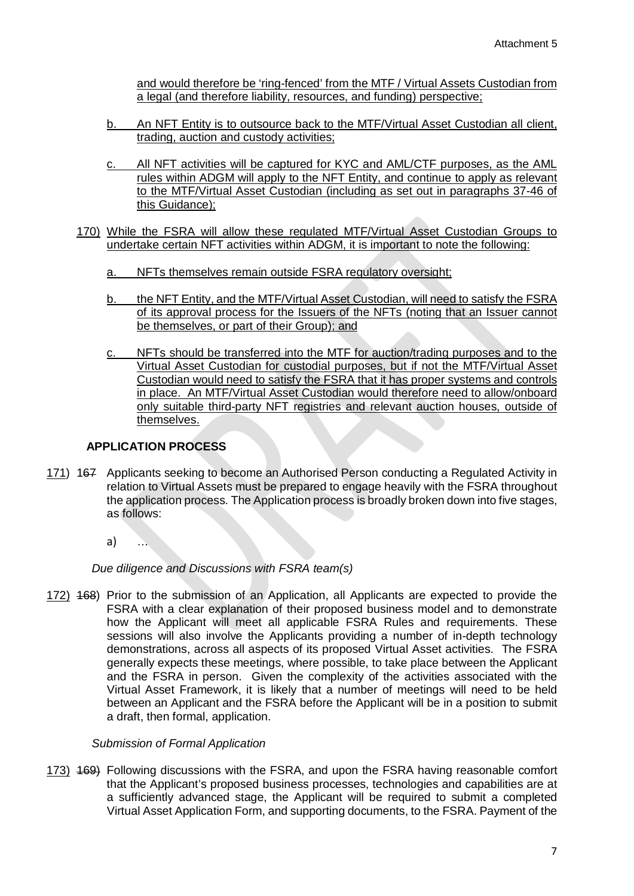and would therefore be 'ring-fenced' from the MTF / Virtual Assets Custodian from a legal (and therefore liability, resources, and funding) perspective;

b. An NFT Entity is to outsource back to the MTF/Virtual Asset Custodian all client, trading, auction and custody activities;

c. All NFT activities will be captured for KYC and AML/CTF purposes, as the AML rules within ADGM will apply to the NFT Entity, and continue to apply as relevant to the MTF/Virtual Asset Custodian (including as set out in paragraphs 37-46 of this Guidance);

170) While the FSRA will allow these regulated MTF/Virtual Asset Custodian Groups to undertake certain NFT activities within ADGM, it is important to note the following:

a. NFTs themselves remain outside FSRA regulatory oversight;

b. the NFT Entity, and the MTF/Virtual Asset Custodian, will need to satisfy the FSRA of its approval process for the Issuers of the NFTs (noting that an Issuer cannot be themselves, or part of their Group); and

c. NFTs should be transferred into the MTF for auction/trading purposes and to the Virtual Asset Custodian for custodial purposes, but if not the MTF/Virtual Asset Custodian would need to satisfy the FSRA that it has proper systems and controls in place. An MTF/Virtual Asset Custodian would therefore need to allow/onboard only suitable third-party NFT registries and relevant auction houses, outside of themselves.

## APPLICATION PROCESS

171) ~~167~~ Applicants seeking to become an Authorised Person conducting a Regulated Activity in relation to Virtual Assets must be prepared to engage heavily with the FSRA throughout the application process. The Application process is broadly broken down into five stages, as follows:

a) …

*Due diligence and Discussions with FSRA team(s)*

172) ~~168)~~ Prior to the submission of an Application, all Applicants are expected to provide the FSRA with a clear explanation of their proposed business model and to demonstrate how the Applicant will meet all applicable FSRA Rules and requirements. These sessions will also involve the Applicants providing a number of in-depth technology demonstrations, across all aspects of its proposed Virtual Asset activities. The FSRA generally expects these meetings, where possible, to take place between the Applicant and the FSRA in person. Given the complexity of the activities associated with the Virtual Asset Framework, it is likely that a number of meetings will need to be held between an Applicant and the FSRA before the Applicant will be in a position to submit a draft, then formal, application.

*Submission of Formal Application*

173) ~~169)~~ Following discussions with the FSRA, and upon the FSRA having reasonable comfort that the Applicant's proposed business processes, technologies and capabilities are at a sufficiently advanced stage, the Applicant will be required to submit a completed Virtual Asset Application Form, and supporting documents, to the FSRA. Payment of the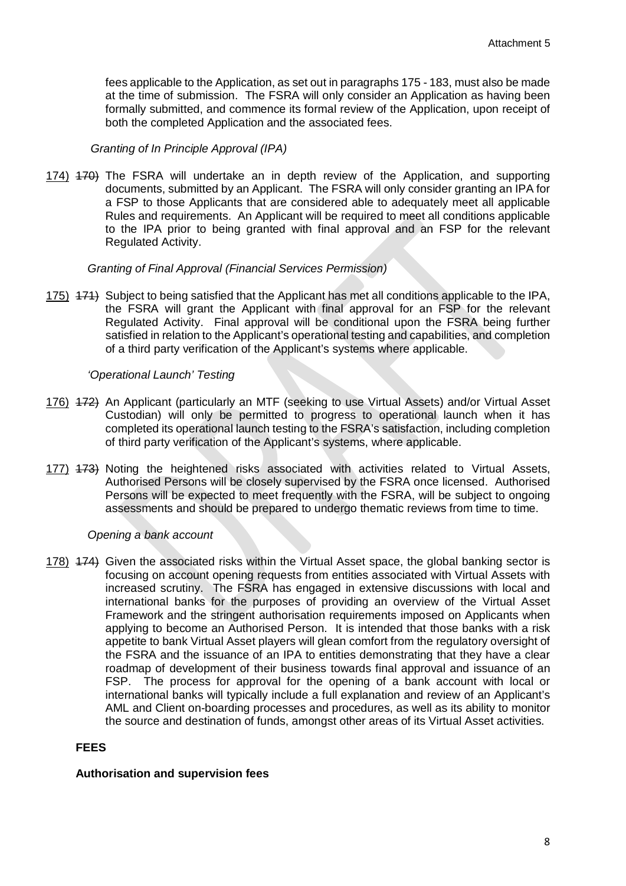fees applicable to the Application, as set out in paragraphs 175 - 183, must also be made at the time of submission. The FSRA will only consider an Application as having been formally submitted, and commence its formal review of the Application, upon receipt of both the completed Application and the associated fees.

*Granting of In Principle Approval (IPA)*

174) ~~170)~~ The FSRA will undertake an in depth review of the Application, and supporting documents, submitted by an Applicant. The FSRA will only consider granting an IPA for a FSP to those Applicants that are considered able to adequately meet all applicable Rules and requirements. An Applicant will be required to meet all conditions applicable to the IPA prior to being granted with final approval and an FSP for the relevant Regulated Activity.

*Granting of Final Approval (Financial Services Permission)*

175) ~~171)~~ Subject to being satisfied that the Applicant has met all conditions applicable to the IPA, the FSRA will grant the Applicant with final approval for an FSP for the relevant Regulated Activity. Final approval will be conditional upon the FSRA being further satisfied in relation to the Applicant's operational testing and capabilities, and completion of a third party verification of the Applicant's systems where applicable.

*'Operational Launch' Testing*

176) ~~172)~~ An Applicant (particularly an MTF (seeking to use Virtual Assets) and/or Virtual Asset Custodian) will only be permitted to progress to operational launch when it has completed its operational launch testing to the FSRA's satisfaction, including completion of third party verification of the Applicant's systems, where applicable.

177) ~~173)~~ Noting the heightened risks associated with activities related to Virtual Assets, Authorised Persons will be closely supervised by the FSRA once licensed. Authorised Persons will be expected to meet frequently with the FSRA, will be subject to ongoing assessments and should be prepared to undergo thematic reviews from time to time.

*Opening a bank account*

178) ~~174)~~ Given the associated risks within the Virtual Asset space, the global banking sector is focusing on account opening requests from entities associated with Virtual Assets with increased scrutiny. The FSRA has engaged in extensive discussions with local and international banks for the purposes of providing an overview of the Virtual Asset Framework and the stringent authorisation requirements imposed on Applicants when applying to become an Authorised Person. It is intended that those banks with a risk appetite to bank Virtual Asset players will glean comfort from the regulatory oversight of the FSRA and the issuance of an IPA to entities demonstrating that they have a clear roadmap of development of their business towards final approval and issuance of an FSP. The process for approval for the opening of a bank account with local or international banks will typically include a full explanation and review of an Applicant's AML and Client on-boarding processes and procedures, as well as its ability to monitor the source and destination of funds, amongst other areas of its Virtual Asset activities.

**FEES**

**Authorisation and supervision fees**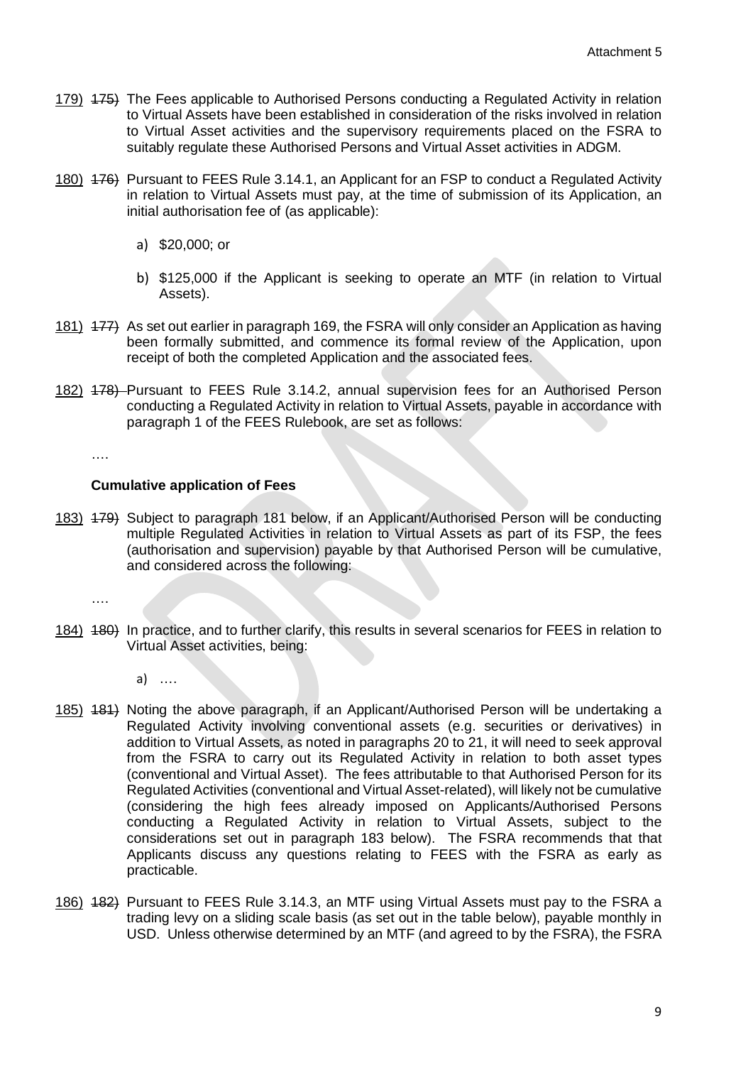179) ~~175)~~ The Fees applicable to Authorised Persons conducting a Regulated Activity in relation to Virtual Assets have been established in consideration of the risks involved in relation to Virtual Asset activities and the supervisory requirements placed on the FSRA to suitably regulate these Authorised Persons and Virtual Asset activities in ADGM.

180) ~~176)~~ Pursuant to FEES Rule 3.14.1, an Applicant for an FSP to conduct a Regulated Activity in relation to Virtual Assets must pay, at the time of submission of its Application, an initial authorisation fee of (as applicable):

   a) \$20,000; or

   b) \$125,000 if the Applicant is seeking to operate an MTF (in relation to Virtual Assets).

181) ~~177)~~ As set out earlier in paragraph 169, the FSRA will only consider an Application as having been formally submitted, and commence its formal review of the Application, upon receipt of both the completed Application and the associated fees.

182) ~~178)~~ Pursuant to FEES Rule 3.14.2, annual supervision fees for an Authorised Person conducting a Regulated Activity in relation to Virtual Assets, payable in accordance with paragraph 1 of the FEES Rulebook, are set as follows:

….

**Cumulative application of Fees**

183) ~~179)~~ Subject to paragraph 181 below, if an Applicant/Authorised Person will be conducting multiple Regulated Activities in relation to Virtual Assets as part of its FSP, the fees (authorisation and supervision) payable by that Authorised Person will be cumulative, and considered across the following:

….

184) ~~180)~~ In practice, and to further clarify, this results in several scenarios for FEES in relation to Virtual Asset activities, being:

   a) ….

185) ~~181)~~ Noting the above paragraph, if an Applicant/Authorised Person will be undertaking a Regulated Activity involving conventional assets (e.g. securities or derivatives) in addition to Virtual Assets, as noted in paragraphs 20 to 21, it will need to seek approval from the FSRA to carry out its Regulated Activity in relation to both asset types (conventional and Virtual Asset). The fees attributable to that Authorised Person for its Regulated Activities (conventional and Virtual Asset-related), will likely not be cumulative (considering the high fees already imposed on Applicants/Authorised Persons conducting a Regulated Activity in relation to Virtual Assets, subject to the considerations set out in paragraph 183 below). The FSRA recommends that that Applicants discuss any questions relating to FEES with the FSRA as early as practicable.

186) ~~182)~~ Pursuant to FEES Rule 3.14.3, an MTF using Virtual Assets must pay to the FSRA a trading levy on a sliding scale basis (as set out in the table below), payable monthly in USD. Unless otherwise determined by an MTF (and agreed to by the FSRA), the FSRA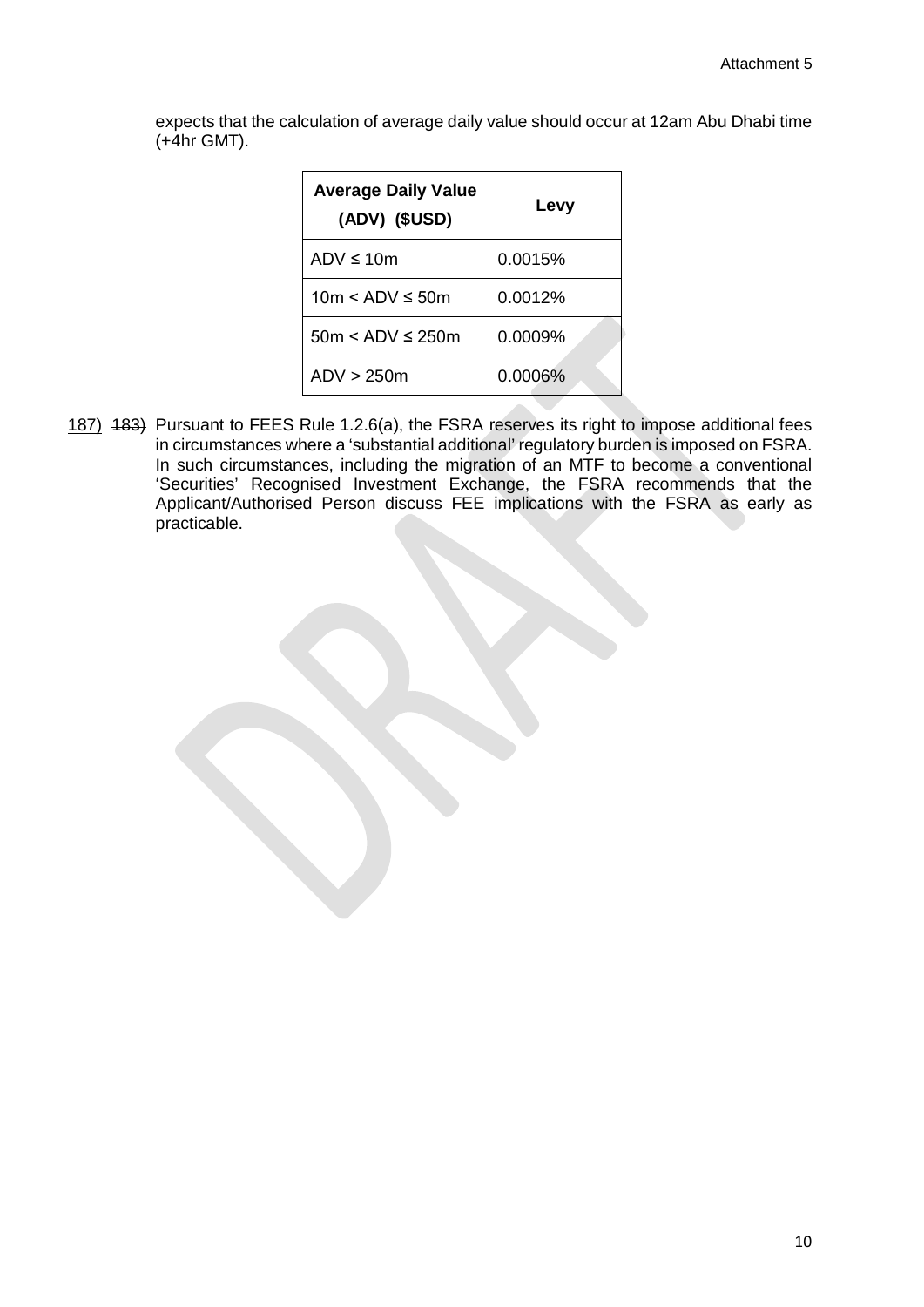expects that the calculation of average daily value should occur at 12am Abu Dhabi time (+4hr GMT).

| Average Daily Value (ADV) ($USD) | Levy |
| --- | --- |
| ADV ≤ 10m | 0.0015% |
| 10m < ADV ≤ 50m | 0.0012% |
| 50m < ADV ≤ 250m | 0.0009% |
| ADV > 250m | 0.0006% |

187) ~~183)~~ Pursuant to FEES Rule 1.2.6(a), the FSRA reserves its right to impose additional fees in circumstances where a 'substantial additional' regulatory burden is imposed on FSRA. In such circumstances, including the migration of an MTF to become a conventional 'Securities' Recognised Investment Exchange, the FSRA recommends that the Applicant/Authorised Person discuss FEE implications with the FSRA as early as practicable.